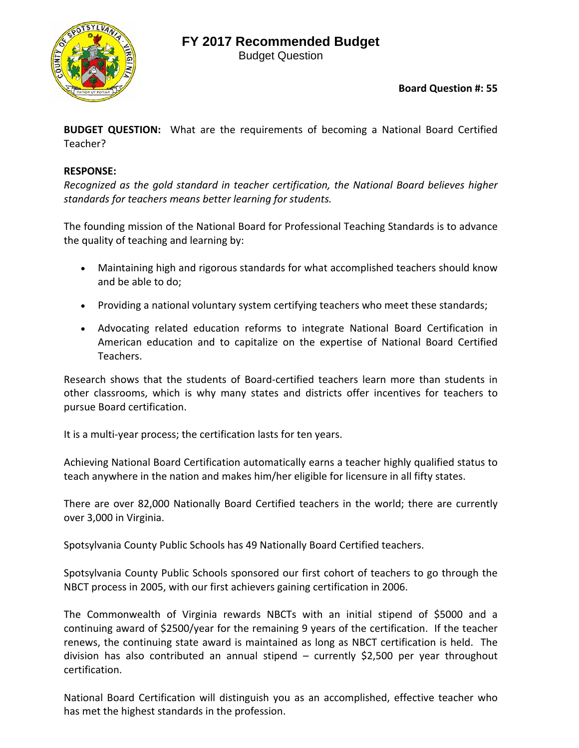# FY 2017 Recommended Budget

Budget Question

**Board Question #: 55**

**BUDGET QUESTION:** What are the requirements of becoming a National Board Certified Teacher?

**RESPONSE:**

*Recognized as the gold standard in teacher certification, the National Board believes higher standards for teachers means better learning for students.*

The founding mission of the National Board for Professional Teaching Standards is to advance the quality of teaching and learning by:

- Maintaining high and rigorous standards for what accomplished teachers should know and be able to do;
- Providing a national voluntary system certifying teachers who meet these standards;
- Advocating related education reforms to integrate National Board Certification in American education and to capitalize on the expertise of National Board Certified Teachers.

Research shows that the students of Board-certified teachers learn more than students in other classrooms, which is why many states and districts offer incentives for teachers to pursue Board certification.

It is a multi-year process; the certification lasts for ten years.

Achieving National Board Certification automatically earns a teacher highly qualified status to teach anywhere in the nation and makes him/her eligible for licensure in all fifty states.

There are over 82,000 Nationally Board Certified teachers in the world; there are currently over 3,000 in Virginia.

Spotsylvania County Public Schools has 49 Nationally Board Certified teachers.

Spotsylvania County Public Schools sponsored our first cohort of teachers to go through the NBCT process in 2005, with our first achievers gaining certification in 2006.

The Commonwealth of Virginia rewards NBCTs with an initial stipend of $5000 and a continuing award of $2500/year for the remaining 9 years of the certification. If the teacher renews, the continuing state award is maintained as long as NBCT certification is held. The division has also contributed an annual stipend – currently $2,500 per year throughout certification.

National Board Certification will distinguish you as an accomplished, effective teacher who has met the highest standards in the profession.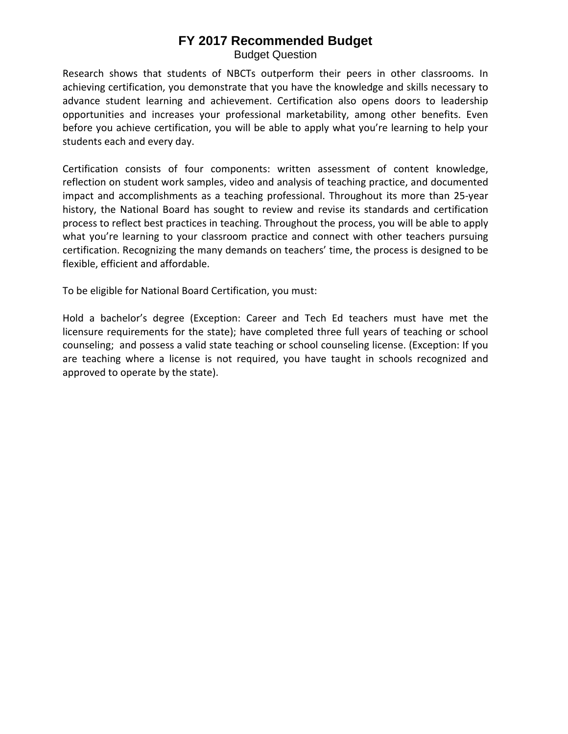# FY 2017 Recommended Budget

Budget Question

Research shows that students of NBCTs outperform their peers in other classrooms. In achieving certification, you demonstrate that you have the knowledge and skills necessary to advance student learning and achievement. Certification also opens doors to leadership opportunities and increases your professional marketability, among other benefits. Even before you achieve certification, you will be able to apply what you're learning to help your students each and every day.

Certification consists of four components: written assessment of content knowledge, reflection on student work samples, video and analysis of teaching practice, and documented impact and accomplishments as a teaching professional. Throughout its more than 25-year history, the National Board has sought to review and revise its standards and certification process to reflect best practices in teaching. Throughout the process, you will be able to apply what you're learning to your classroom practice and connect with other teachers pursuing certification. Recognizing the many demands on teachers' time, the process is designed to be flexible, efficient and affordable.

To be eligible for National Board Certification, you must:

Hold a bachelor's degree (Exception: Career and Tech Ed teachers must have met the licensure requirements for the state); have completed three full years of teaching or school counseling; and possess a valid state teaching or school counseling license. (Exception: If you are teaching where a license is not required, you have taught in schools recognized and approved to operate by the state).